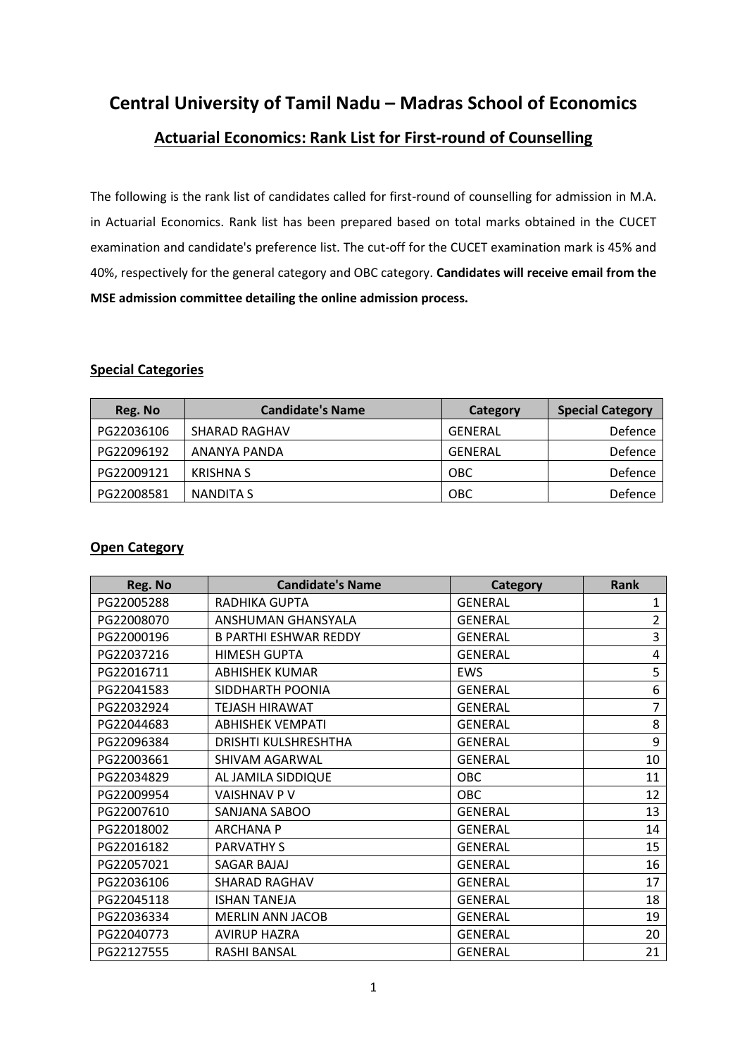# Central University of Tamil Nadu – Madras School of Economics

## Actuarial Economics: Rank List for First-round of Counselling

The following is the rank list of candidates called for first-round of counselling for admission in M.A. in Actuarial Economics. Rank list has been prepared based on total marks obtained in the CUCET examination and candidate's preference list. The cut-off for the CUCET examination mark is 45% and 40%, respectively for the general category and OBC category. **Candidates will receive email from the MSE admission committee detailing the online admission process.**

### Special Categories

| Reg. No | Candidate's Name | Category | Special Category |
|---|---|---|---|
| PG22036106 | SHARAD RAGHAV | GENERAL | Defence |
| PG22096192 | ANANYA PANDA | GENERAL | Defence |
| PG22009121 | KRISHNA S | OBC | Defence |
| PG22008581 | NANDITA S | OBC | Defence |

### Open Category

| Reg. No | Candidate's Name | Category | Rank |
|---|---|---|---|
| PG22005288 | RADHIKA GUPTA | GENERAL | 1 |
| PG22008070 | ANSHUMAN GHANSYALA | GENERAL | 2 |
| PG22000196 | B PARTHI ESHWAR REDDY | GENERAL | 3 |
| PG22037216 | HIMESH GUPTA | GENERAL | 4 |
| PG22016711 | ABHISHEK KUMAR | EWS | 5 |
| PG22041583 | SIDDHARTH POONIA | GENERAL | 6 |
| PG22032924 | TEJASH HIRAWAT | GENERAL | 7 |
| PG22044683 | ABHISHEK VEMPATI | GENERAL | 8 |
| PG22096384 | DRISHTI KULSHRESHTHA | GENERAL | 9 |
| PG22003661 | SHIVAM AGARWAL | GENERAL | 10 |
| PG22034829 | AL JAMILA SIDDIQUE | OBC | 11 |
| PG22009954 | VAISHNAV P V | OBC | 12 |
| PG22007610 | SANJANA SABOO | GENERAL | 13 |
| PG22018002 | ARCHANA P | GENERAL | 14 |
| PG22016182 | PARVATHY S | GENERAL | 15 |
| PG22057021 | SAGAR BAJAJ | GENERAL | 16 |
| PG22036106 | SHARAD RAGHAV | GENERAL | 17 |
| PG22045118 | ISHAN TANEJA | GENERAL | 18 |
| PG22036334 | MERLIN ANN JACOB | GENERAL | 19 |
| PG22040773 | AVIRUP HAZRA | GENERAL | 20 |
| PG22127555 | RASHI BANSAL | GENERAL | 21 |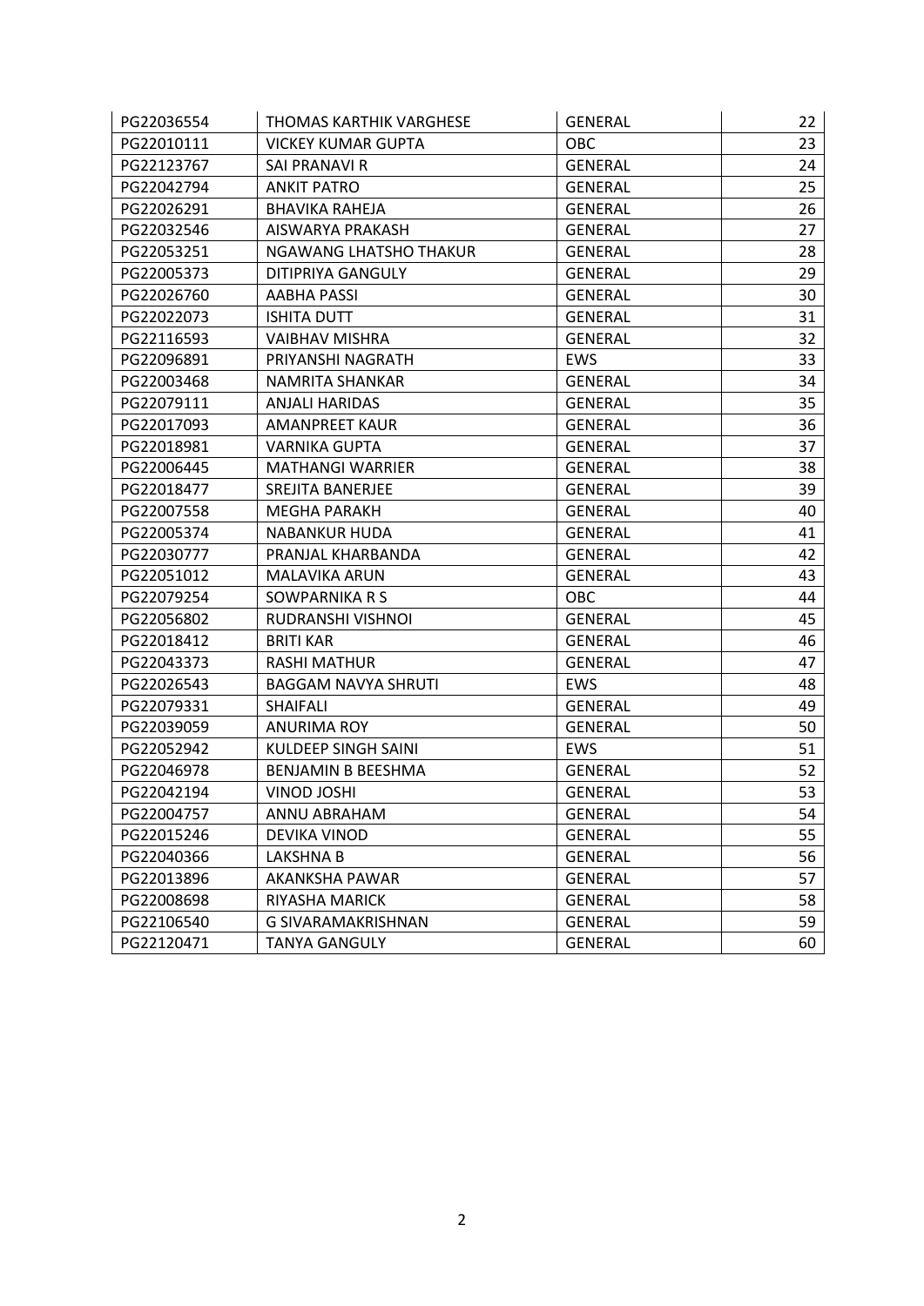| | | | |
|---|---|---|---|
| PG22036554 | THOMAS KARTHIK VARGHESE | GENERAL | 22 |
| PG22010111 | VICKEY KUMAR GUPTA | OBC | 23 |
| PG22123767 | SAI PRANAVI R | GENERAL | 24 |
| PG22042794 | ANKIT PATRO | GENERAL | 25 |
| PG22026291 | BHAVIKA RAHEJA | GENERAL | 26 |
| PG22032546 | AISWARYA PRAKASH | GENERAL | 27 |
| PG22053251 | NGAWANG LHATSHO THAKUR | GENERAL | 28 |
| PG22005373 | DITIPRIYA GANGULY | GENERAL | 29 |
| PG22026760 | AABHA PASSI | GENERAL | 30 |
| PG22022073 | ISHITA DUTT | GENERAL | 31 |
| PG22116593 | VAIBHAV MISHRA | GENERAL | 32 |
| PG22096891 | PRIYANSHI NAGRATH | EWS | 33 |
| PG22003468 | NAMRITA SHANKAR | GENERAL | 34 |
| PG22079111 | ANJALI HARIDAS | GENERAL | 35 |
| PG22017093 | AMANPREET KAUR | GENERAL | 36 |
| PG22018981 | VARNIKA GUPTA | GENERAL | 37 |
| PG22006445 | MATHANGI WARRIER | GENERAL | 38 |
| PG22018477 | SREJITA BANERJEE | GENERAL | 39 |
| PG22007558 | MEGHA PARAKH | GENERAL | 40 |
| PG22005374 | NABANKUR HUDA | GENERAL | 41 |
| PG22030777 | PRANJAL KHARBANDA | GENERAL | 42 |
| PG22051012 | MALAVIKA ARUN | GENERAL | 43 |
| PG22079254 | SOWPARNIKA R S | OBC | 44 |
| PG22056802 | RUDRANSHI VISHNOI | GENERAL | 45 |
| PG22018412 | BRITI KAR | GENERAL | 46 |
| PG22043373 | RASHI MATHUR | GENERAL | 47 |
| PG22026543 | BAGGAM NAVYA SHRUTI | EWS | 48 |
| PG22079331 | SHAIFALI | GENERAL | 49 |
| PG22039059 | ANURIMA ROY | GENERAL | 50 |
| PG22052942 | KULDEEP SINGH SAINI | EWS | 51 |
| PG22046978 | BENJAMIN B BEESHMA | GENERAL | 52 |
| PG22042194 | VINOD JOSHI | GENERAL | 53 |
| PG22004757 | ANNU ABRAHAM | GENERAL | 54 |
| PG22015246 | DEVIKA VINOD | GENERAL | 55 |
| PG22040366 | LAKSHNA B | GENERAL | 56 |
| PG22013896 | AKANKSHA PAWAR | GENERAL | 57 |
| PG22008698 | RIYASHA MARICK | GENERAL | 58 |
| PG22106540 | G SIVARAMAKRISHNAN | GENERAL | 59 |
| PG22120471 | TANYA GANGULY | GENERAL | 60 |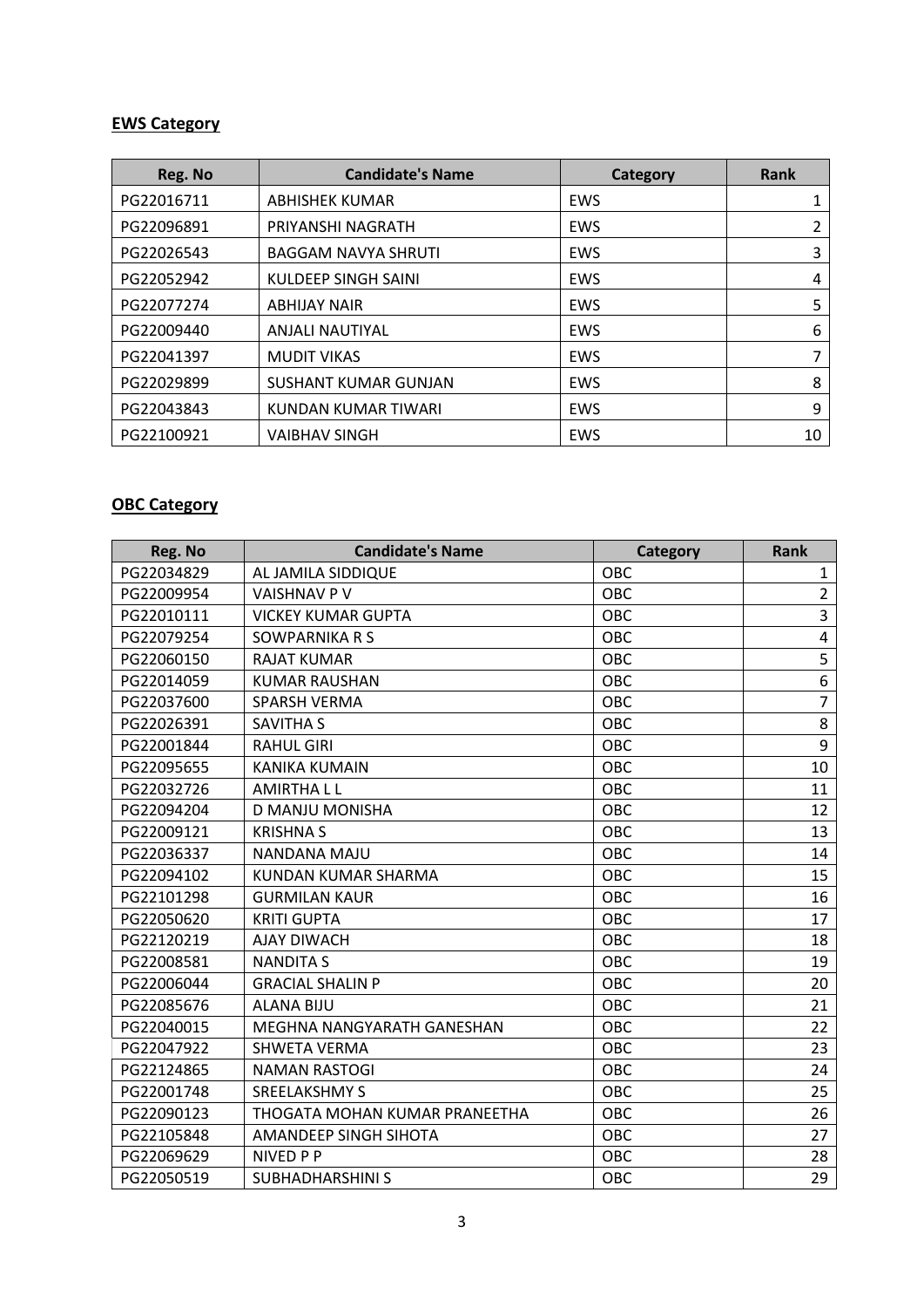**EWS Category**

| Reg. No | Candidate's Name | Category | Rank |
|---|---|---|---|
| PG22016711 | ABHISHEK KUMAR | EWS | 1 |
| PG22096891 | PRIYANSHI NAGRATH | EWS | 2 |
| PG22026543 | BAGGAM NAVYA SHRUTI | EWS | 3 |
| PG22052942 | KULDEEP SINGH SAINI | EWS | 4 |
| PG22077274 | ABHIJAY NAIR | EWS | 5 |
| PG22009440 | ANJALI NAUTIYAL | EWS | 6 |
| PG22041397 | MUDIT VIKAS | EWS | 7 |
| PG22029899 | SUSHANT KUMAR GUNJAN | EWS | 8 |
| PG22043843 | KUNDAN KUMAR TIWARI | EWS | 9 |
| PG22100921 | VAIBHAV SINGH | EWS | 10 |

**OBC Category**

| Reg. No | Candidate's Name | Category | Rank |
|---|---|---|---|
| PG22034829 | AL JAMILA SIDDIQUE | OBC | 1 |
| PG22009954 | VAISHNAV P V | OBC | 2 |
| PG22010111 | VICKEY KUMAR GUPTA | OBC | 3 |
| PG22079254 | SOWPARNIKA R S | OBC | 4 |
| PG22060150 | RAJAT KUMAR | OBC | 5 |
| PG22014059 | KUMAR RAUSHAN | OBC | 6 |
| PG22037600 | SPARSH VERMA | OBC | 7 |
| PG22026391 | SAVITHA S | OBC | 8 |
| PG22001844 | RAHUL GIRI | OBC | 9 |
| PG22095655 | KANIKA KUMAIN | OBC | 10 |
| PG22032726 | AMIRTHA L L | OBC | 11 |
| PG22094204 | D MANJU MONISHA | OBC | 12 |
| PG22009121 | KRISHNA S | OBC | 13 |
| PG22036337 | NANDANA MAJU | OBC | 14 |
| PG22094102 | KUNDAN KUMAR SHARMA | OBC | 15 |
| PG22101298 | GURMILAN KAUR | OBC | 16 |
| PG22050620 | KRITI GUPTA | OBC | 17 |
| PG22120219 | AJAY DIWACH | OBC | 18 |
| PG22008581 | NANDITA S | OBC | 19 |
| PG22006044 | GRACIAL SHALIN P | OBC | 20 |
| PG22085676 | ALANA BIJU | OBC | 21 |
| PG22040015 | MEGHNA NANGYARATH GANESHAN | OBC | 22 |
| PG22047922 | SHWETA VERMA | OBC | 23 |
| PG22124865 | NAMAN RASTOGI | OBC | 24 |
| PG22001748 | SREELAKSHMY S | OBC | 25 |
| PG22090123 | THOGATA MOHAN KUMAR PRANEETHA | OBC | 26 |
| PG22105848 | AMANDEEP SINGH SIHOTA | OBC | 27 |
| PG22069629 | NIVED P P | OBC | 28 |
| PG22050519 | SUBHADHARSHINI S | OBC | 29 |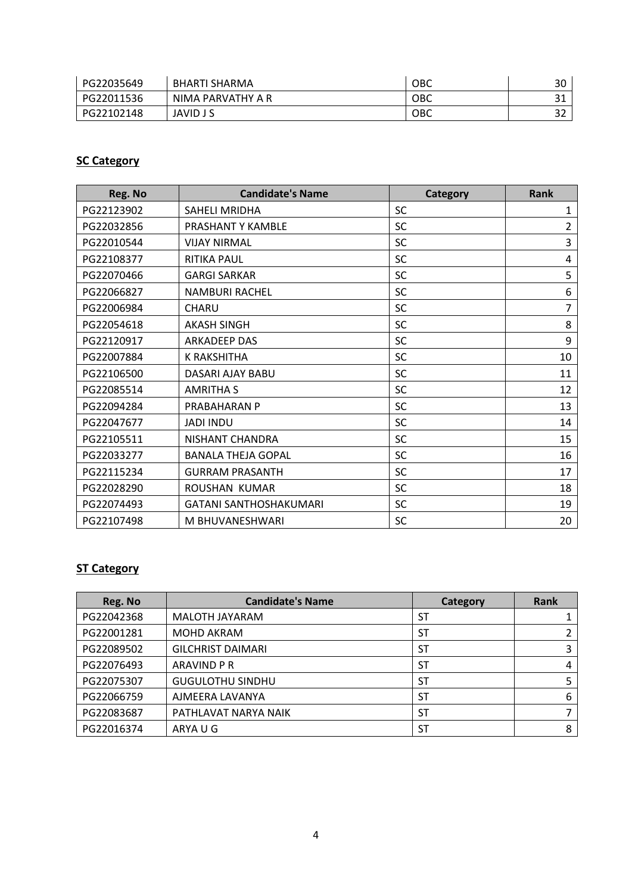| | | | |
|---|---|---|---|
| PG22035649 | BHARTI SHARMA | OBC | 30 |
| PG22011536 | NIMA PARVATHY A R | OBC | 31 |
| PG22102148 | JAVID J S | OBC | 32 |

**SC Category**

| Reg. No | Candidate's Name | Category | Rank |
|---|---|---|---|
| PG22123902 | SAHELI MRIDHA | SC | 1 |
| PG22032856 | PRASHANT Y KAMBLE | SC | 2 |
| PG22010544 | VIJAY NIRMAL | SC | 3 |
| PG22108377 | RITIKA PAUL | SC | 4 |
| PG22070466 | GARGI SARKAR | SC | 5 |
| PG22066827 | NAMBURI RACHEL | SC | 6 |
| PG22006984 | CHARU | SC | 7 |
| PG22054618 | AKASH SINGH | SC | 8 |
| PG22120917 | ARKADEEP DAS | SC | 9 |
| PG22007884 | K RAKSHITHA | SC | 10 |
| PG22106500 | DASARI AJAY BABU | SC | 11 |
| PG22085514 | AMRITHA S | SC | 12 |
| PG22094284 | PRABAHARAN P | SC | 13 |
| PG22047677 | JADI INDU | SC | 14 |
| PG22105511 | NISHANT CHANDRA | SC | 15 |
| PG22033277 | BANALA THEJA GOPAL | SC | 16 |
| PG22115234 | GURRAM PRASANTH | SC | 17 |
| PG22028290 | ROUSHAN KUMAR | SC | 18 |
| PG22074493 | GATANI SANTHOSHAKUMARI | SC | 19 |
| PG22107498 | M BHUVANESHWARI | SC | 20 |

**ST Category**

| Reg. No | Candidate's Name | Category | Rank |
|---|---|---|---|
| PG22042368 | MALOTH JAYARAM | ST | 1 |
| PG22001281 | MOHD AKRAM | ST | 2 |
| PG22089502 | GILCHRIST DAIMARI | ST | 3 |
| PG22076493 | ARAVIND P R | ST | 4 |
| PG22075307 | GUGULOTHU SINDHU | ST | 5 |
| PG22066759 | AJMEERA LAVANYA | ST | 6 |
| PG22083687 | PATHLAVAT NARYA NAIK | ST | 7 |
| PG22016374 | ARYA U G | ST | 8 |